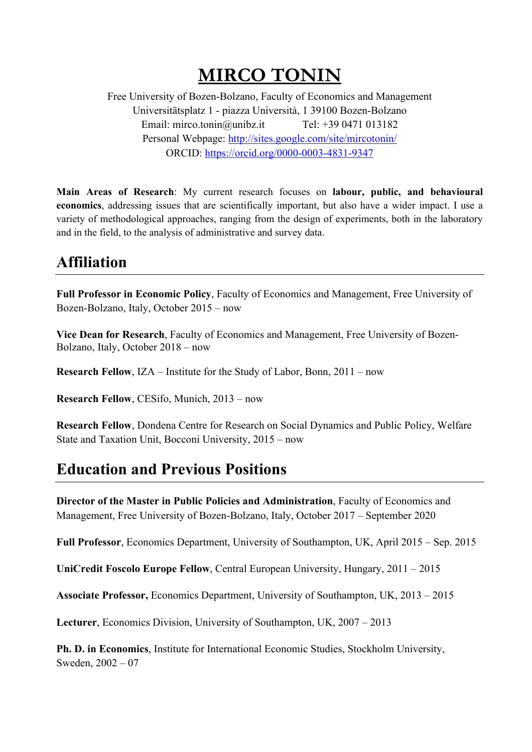# MIRCO TONIN

Free University of Bozen-Bolzano, Faculty of Economics and Management
Universitätsplatz 1 - piazza Università, 1 39100 Bozen-Bolzano
Email: mirco.tonin@unibz.it Tel: +39 0471 013182
Personal Webpage: http://sites.google.com/site/mircotonin/
ORCID: https://orcid.org/0000-0003-4831-9347

**Main Areas of Research**: My current research focuses on **labour, public, and behavioural economics**, addressing issues that are scientifically important, but also have a wider impact. I use a variety of methodological approaches, ranging from the design of experiments, both in the laboratory and in the field, to the analysis of administrative and survey data.

## Affiliation

**Full Professor in Economic Policy**, Faculty of Economics and Management, Free University of Bozen-Bolzano, Italy, October 2015 – now

**Vice Dean for Research**, Faculty of Economics and Management, Free University of Bozen-Bolzano, Italy, October 2018 – now

**Research Fellow**, IZA – Institute for the Study of Labor, Bonn, 2011 – now

**Research Fellow**, CESifo, Munich, 2013 – now

**Research Fellow**, Dondena Centre for Research on Social Dynamics and Public Policy, Welfare State and Taxation Unit, Bocconi University, 2015 – now

## Education and Previous Positions

**Director of the Master in Public Policies and Administration**, Faculty of Economics and Management, Free University of Bozen-Bolzano, Italy, October 2017 – September 2020

**Full Professor**, Economics Department, University of Southampton, UK, April 2015 – Sep. 2015

**UniCredit Foscolo Europe Fellow**, Central European University, Hungary, 2011 – 2015

**Associate Professor,** Economics Department, University of Southampton, UK, 2013 – 2015

**Lecturer**, Economics Division, University of Southampton, UK, 2007 – 2013

**Ph. D. in Economics**, Institute for International Economic Studies, Stockholm University, Sweden, 2002 – 07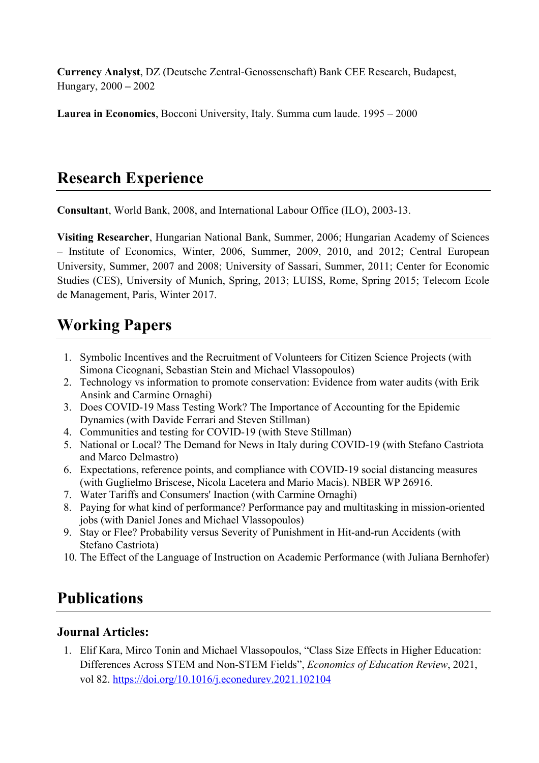**Currency Analyst**, DZ (Deutsche Zentral-Genossenschaft) Bank CEE Research, Budapest, Hungary, 2000 – 2002

**Laurea in Economics**, Bocconi University, Italy. Summa cum laude. 1995 – 2000

## Research Experience

**Consultant**, World Bank, 2008, and International Labour Office (ILO), 2003-13.

**Visiting Researcher**, Hungarian National Bank, Summer, 2006; Hungarian Academy of Sciences – Institute of Economics, Winter, 2006, Summer, 2009, 2010, and 2012; Central European University, Summer, 2007 and 2008; University of Sassari, Summer, 2011; Center for Economic Studies (CES), University of Munich, Spring, 2013; LUISS, Rome, Spring 2015; Telecom Ecole de Management, Paris, Winter 2017.

## Working Papers

1. Symbolic Incentives and the Recruitment of Volunteers for Citizen Science Projects (with Simona Cicognani, Sebastian Stein and Michael Vlassopoulos)
2. Technology vs information to promote conservation: Evidence from water audits (with Erik Ansink and Carmine Ornaghi)
3. Does COVID-19 Mass Testing Work? The Importance of Accounting for the Epidemic Dynamics (with Davide Ferrari and Steven Stillman)
4. Communities and testing for COVID-19 (with Steve Stillman)
5. National or Local? The Demand for News in Italy during COVID-19 (with Stefano Castriota and Marco Delmastro)
6. Expectations, reference points, and compliance with COVID-19 social distancing measures (with Guglielmo Briscese, Nicola Lacetera and Mario Macis). NBER WP 26916.
7. Water Tariffs and Consumers' Inaction (with Carmine Ornaghi)
8. Paying for what kind of performance? Performance pay and multitasking in mission-oriented jobs (with Daniel Jones and Michael Vlassopoulos)
9. Stay or Flee? Probability versus Severity of Punishment in Hit-and-run Accidents (with Stefano Castriota)
10. The Effect of the Language of Instruction on Academic Performance (with Juliana Bernhofer)

## Publications

### Journal Articles:

1. Elif Kara, Mirco Tonin and Michael Vlassopoulos, "Class Size Effects in Higher Education: Differences Across STEM and Non-STEM Fields", *Economics of Education Review*, 2021, vol 82. https://doi.org/10.1016/j.econedurev.2021.102104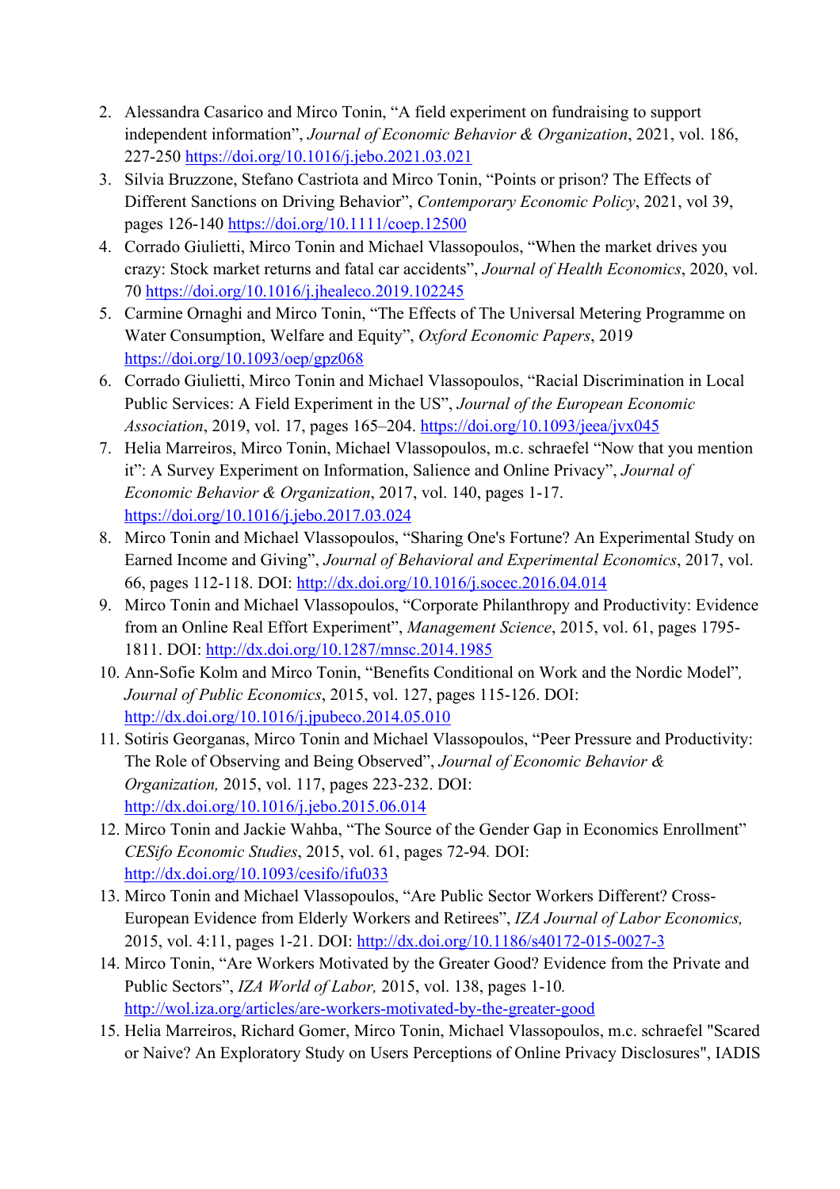2. Alessandra Casarico and Mirco Tonin, "A field experiment on fundraising to support independent information", *Journal of Economic Behavior & Organization*, 2021, vol. 186, 227-250 https://doi.org/10.1016/j.jebo.2021.03.021
3. Silvia Bruzzone, Stefano Castriota and Mirco Tonin, "Points or prison? The Effects of Different Sanctions on Driving Behavior", *Contemporary Economic Policy*, 2021, vol 39, pages 126-140 https://doi.org/10.1111/coep.12500
4. Corrado Giulietti, Mirco Tonin and Michael Vlassopoulos, "When the market drives you crazy: Stock market returns and fatal car accidents", *Journal of Health Economics*, 2020, vol. 70 https://doi.org/10.1016/j.jhealeco.2019.102245
5. Carmine Ornaghi and Mirco Tonin, "The Effects of The Universal Metering Programme on Water Consumption, Welfare and Equity", *Oxford Economic Papers*, 2019 https://doi.org/10.1093/oep/gpz068
6. Corrado Giulietti, Mirco Tonin and Michael Vlassopoulos, "Racial Discrimination in Local Public Services: A Field Experiment in the US", *Journal of the European Economic Association*, 2019, vol. 17, pages 165–204. https://doi.org/10.1093/jeea/jvx045
7. Helia Marreiros, Mirco Tonin, Michael Vlassopoulos, m.c. schraefel "Now that you mention it": A Survey Experiment on Information, Salience and Online Privacy", *Journal of Economic Behavior & Organization*, 2017, vol. 140, pages 1-17. https://doi.org/10.1016/j.jebo.2017.03.024
8. Mirco Tonin and Michael Vlassopoulos, "Sharing One's Fortune? An Experimental Study on Earned Income and Giving", *Journal of Behavioral and Experimental Economics*, 2017, vol. 66, pages 112-118. DOI: http://dx.doi.org/10.1016/j.socec.2016.04.014
9. Mirco Tonin and Michael Vlassopoulos, "Corporate Philanthropy and Productivity: Evidence from an Online Real Effort Experiment", *Management Science*, 2015, vol. 61, pages 1795-1811. DOI: http://dx.doi.org/10.1287/mnsc.2014.1985
10. Ann-Sofie Kolm and Mirco Tonin, "Benefits Conditional on Work and the Nordic Model", *Journal of Public Economics*, 2015, vol. 127, pages 115-126. DOI: http://dx.doi.org/10.1016/j.jpubeco.2014.05.010
11. Sotiris Georganas, Mirco Tonin and Michael Vlassopoulos, "Peer Pressure and Productivity: The Role of Observing and Being Observed", *Journal of Economic Behavior & Organization,* 2015, vol. 117, pages 223-232. DOI: http://dx.doi.org/10.1016/j.jebo.2015.06.014
12. Mirco Tonin and Jackie Wahba, "The Source of the Gender Gap in Economics Enrollment" *CESifo Economic Studies*, 2015, vol. 61, pages 72-94*.* DOI: http://dx.doi.org/10.1093/cesifo/ifu033
13. Mirco Tonin and Michael Vlassopoulos, "Are Public Sector Workers Different? Cross-European Evidence from Elderly Workers and Retirees", *IZA Journal of Labor Economics,* 2015, vol. 4:11, pages 1-21. DOI: http://dx.doi.org/10.1186/s40172-015-0027-3
14. Mirco Tonin, "Are Workers Motivated by the Greater Good? Evidence from the Private and Public Sectors", *IZA World of Labor,* 2015, vol. 138, pages 1-10*.* http://wol.iza.org/articles/are-workers-motivated-by-the-greater-good
15. Helia Marreiros, Richard Gomer, Mirco Tonin, Michael Vlassopoulos, m.c. schraefel "Scared or Naive? An Exploratory Study on Users Perceptions of Online Privacy Disclosures", IADIS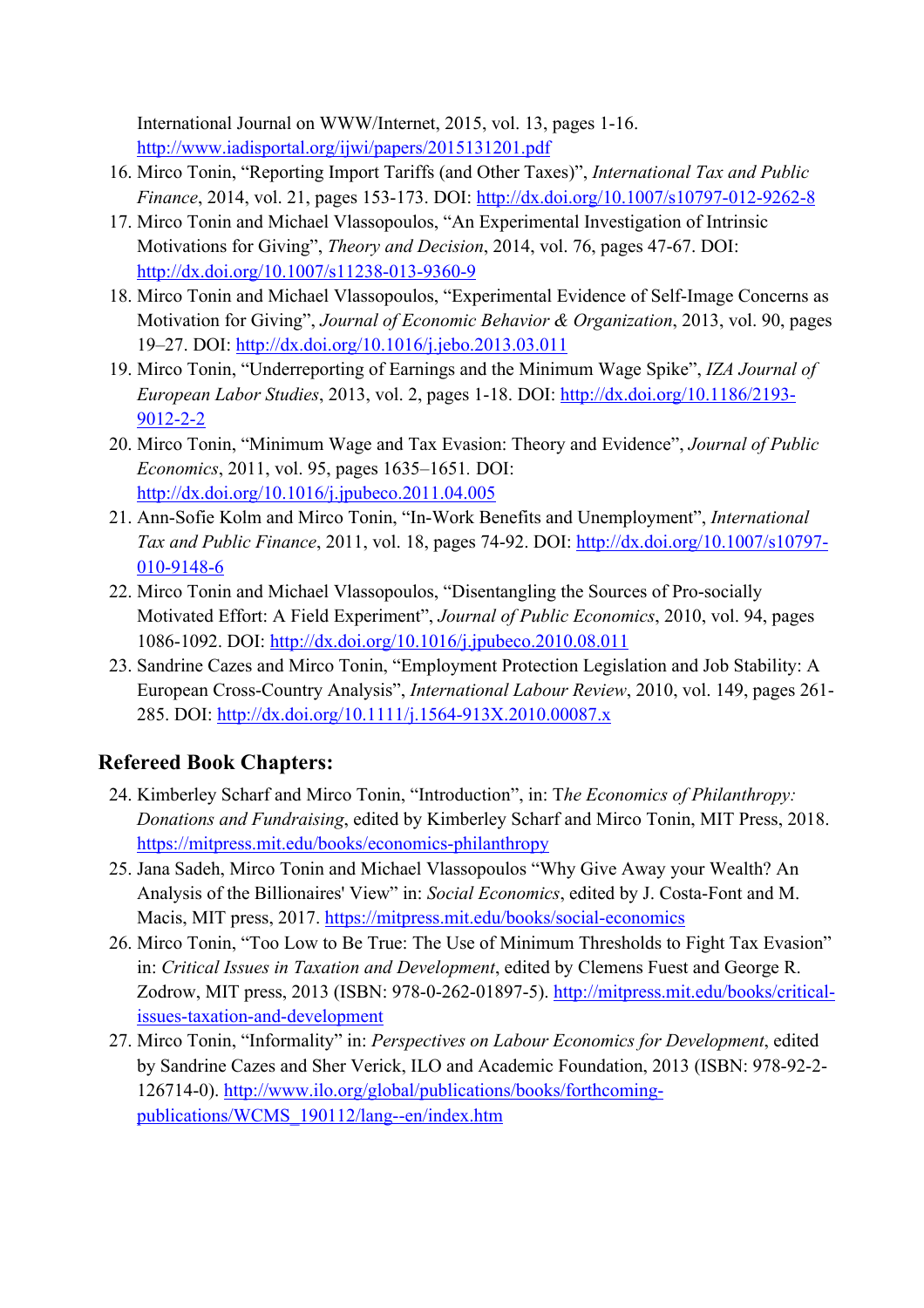International Journal on WWW/Internet, 2015, vol. 13, pages 1-16. http://www.iadisportal.org/ijwi/papers/2015131201.pdf

16. Mirco Tonin, "Reporting Import Tariffs (and Other Taxes)", *International Tax and Public Finance*, 2014, vol. 21, pages 153-173. DOI: http://dx.doi.org/10.1007/s10797-012-9262-8
17. Mirco Tonin and Michael Vlassopoulos, "An Experimental Investigation of Intrinsic Motivations for Giving", *Theory and Decision*, 2014, vol. 76, pages 47-67. DOI: http://dx.doi.org/10.1007/s11238-013-9360-9
18. Mirco Tonin and Michael Vlassopoulos, "Experimental Evidence of Self-Image Concerns as Motivation for Giving", *Journal of Economic Behavior & Organization*, 2013, vol. 90, pages 19–27. DOI: http://dx.doi.org/10.1016/j.jebo.2013.03.011
19. Mirco Tonin, "Underreporting of Earnings and the Minimum Wage Spike", *IZA Journal of European Labor Studies*, 2013, vol. 2, pages 1-18. DOI: http://dx.doi.org/10.1186/2193-9012-2-2
20. Mirco Tonin, "Minimum Wage and Tax Evasion: Theory and Evidence", *Journal of Public Economics*, 2011, vol. 95, pages 1635–1651. DOI: http://dx.doi.org/10.1016/j.jpubeco.2011.04.005
21. Ann-Sofie Kolm and Mirco Tonin, "In-Work Benefits and Unemployment", *International Tax and Public Finance*, 2011, vol. 18, pages 74-92. DOI: http://dx.doi.org/10.1007/s10797-010-9148-6
22. Mirco Tonin and Michael Vlassopoulos, "Disentangling the Sources of Pro-socially Motivated Effort: A Field Experiment", *Journal of Public Economics*, 2010, vol. 94, pages 1086-1092. DOI: http://dx.doi.org/10.1016/j.jpubeco.2010.08.011
23. Sandrine Cazes and Mirco Tonin, "Employment Protection Legislation and Job Stability: A European Cross-Country Analysis", *International Labour Review*, 2010, vol. 149, pages 261-285. DOI: http://dx.doi.org/10.1111/j.1564-913X.2010.00087.x

## Refereed Book Chapters:

24. Kimberley Scharf and Mirco Tonin, "Introduction", in: T*he Economics of Philanthropy: Donations and Fundraising*, edited by Kimberley Scharf and Mirco Tonin, MIT Press, 2018. https://mitpress.mit.edu/books/economics-philanthropy
25. Jana Sadeh, Mirco Tonin and Michael Vlassopoulos "Why Give Away your Wealth? An Analysis of the Billionaires' View" in: *Social Economics*, edited by J. Costa-Font and M. Macis, MIT press, 2017. https://mitpress.mit.edu/books/social-economics
26. Mirco Tonin, "Too Low to Be True: The Use of Minimum Thresholds to Fight Tax Evasion" in: *Critical Issues in Taxation and Development*, edited by Clemens Fuest and George R. Zodrow, MIT press, 2013 (ISBN: 978-0-262-01897-5). http://mitpress.mit.edu/books/critical-issues-taxation-and-development
27. Mirco Tonin, "Informality" in: *Perspectives on Labour Economics for Development*, edited by Sandrine Cazes and Sher Verick, ILO and Academic Foundation, 2013 (ISBN: 978-92-2-126714-0). http://www.ilo.org/global/publications/books/forthcoming-publications/WCMS_190112/lang--en/index.htm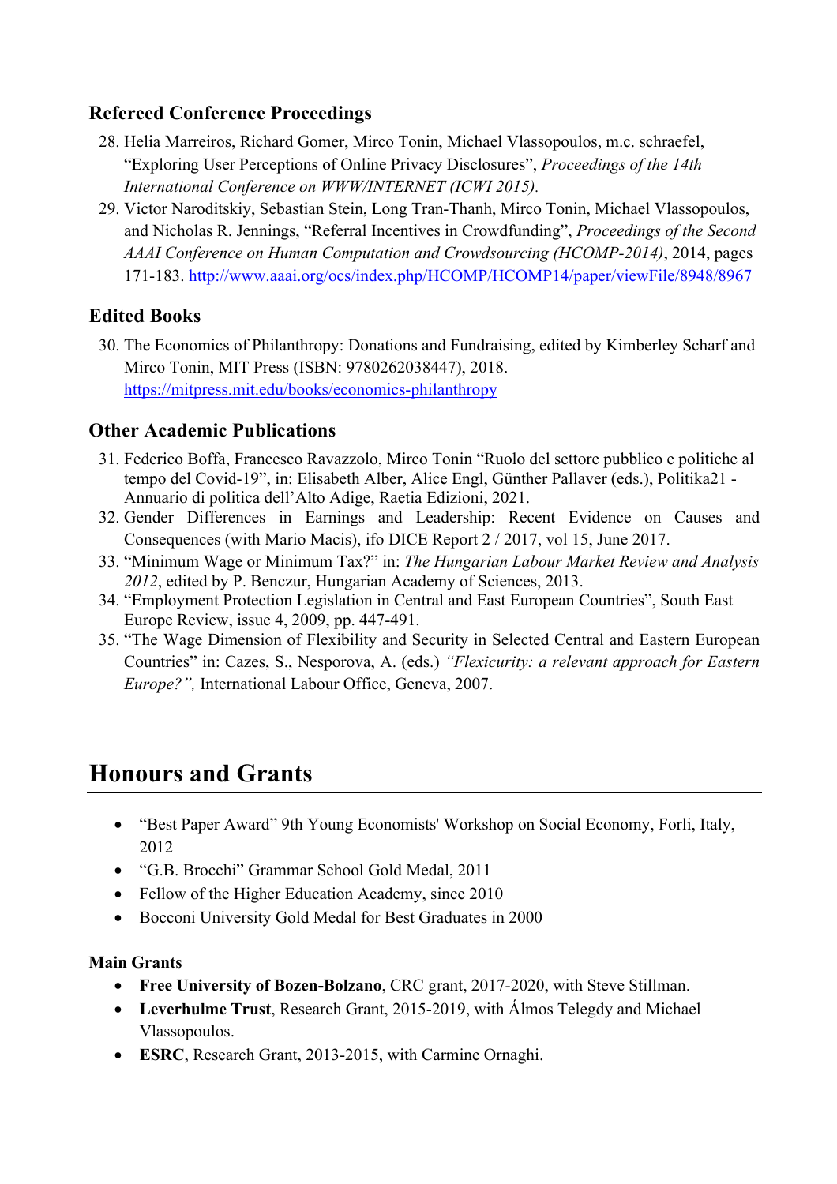### Refereed Conference Proceedings

28. Helia Marreiros, Richard Gomer, Mirco Tonin, Michael Vlassopoulos, m.c. schraefel, "Exploring User Perceptions of Online Privacy Disclosures", *Proceedings of the 14th International Conference on WWW/INTERNET (ICWI 2015).*
29. Victor Naroditskiy, Sebastian Stein, Long Tran-Thanh, Mirco Tonin, Michael Vlassopoulos, and Nicholas R. Jennings, "Referral Incentives in Crowdfunding", *Proceedings of the Second AAAI Conference on Human Computation and Crowdsourcing (HCOMP-2014)*, 2014, pages 171-183. http://www.aaai.org/ocs/index.php/HCOMP/HCOMP14/paper/viewFile/8948/8967

### Edited Books

30. The Economics of Philanthropy: Donations and Fundraising, edited by Kimberley Scharf and Mirco Tonin, MIT Press (ISBN: 9780262038447), 2018. https://mitpress.mit.edu/books/economics-philanthropy

### Other Academic Publications

31. Federico Boffa, Francesco Ravazzolo, Mirco Tonin "Ruolo del settore pubblico e politiche al tempo del Covid-19", in: Elisabeth Alber, Alice Engl, Günther Pallaver (eds.), Politika21 - Annuario di politica dell'Alto Adige, Raetia Edizioni, 2021.
32. Gender Differences in Earnings and Leadership: Recent Evidence on Causes and Consequences (with Mario Macis), ifo DICE Report 2 / 2017, vol 15, June 2017.
33. "Minimum Wage or Minimum Tax?" in: *The Hungarian Labour Market Review and Analysis 2012*, edited by P. Benczur, Hungarian Academy of Sciences, 2013.
34. "Employment Protection Legislation in Central and East European Countries", South East Europe Review, issue 4, 2009, pp. 447-491.
35. "The Wage Dimension of Flexibility and Security in Selected Central and Eastern European Countries" in: Cazes, S., Nesporova, A. (eds.) *"Flexicurity: a relevant approach for Eastern Europe?",* International Labour Office, Geneva, 2007.

## Honours and Grants

- "Best Paper Award" 9th Young Economists' Workshop on Social Economy, Forli, Italy, 2012
- "G.B. Brocchi" Grammar School Gold Medal, 2011
- Fellow of the Higher Education Academy, since 2010
- Bocconi University Gold Medal for Best Graduates in 2000

**Main Grants**

- **Free University of Bozen-Bolzano**, CRC grant, 2017-2020, with Steve Stillman.
- **Leverhulme Trust**, Research Grant, 2015-2019, with Álmos Telegdy and Michael Vlassopoulos.
- **ESRC**, Research Grant, 2013-2015, with Carmine Ornaghi.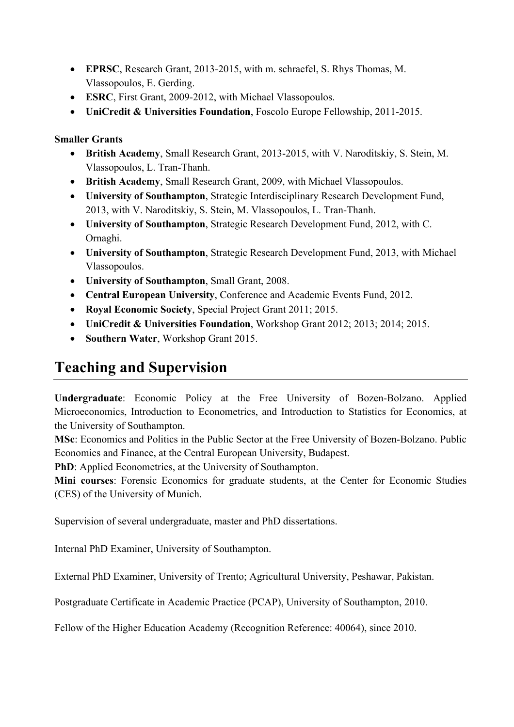- **EPRSC**, Research Grant, 2013-2015, with m. schraefel, S. Rhys Thomas, M. Vlassopoulos, E. Gerding.
- **ESRC**, First Grant, 2009-2012, with Michael Vlassopoulos.
- **UniCredit & Universities Foundation**, Foscolo Europe Fellowship, 2011-2015.

**Smaller Grants**

- **British Academy**, Small Research Grant, 2013-2015, with V. Naroditskiy, S. Stein, M. Vlassopoulos, L. Tran-Thanh.
- **British Academy**, Small Research Grant, 2009, with Michael Vlassopoulos.
- **University of Southampton**, Strategic Interdisciplinary Research Development Fund, 2013, with V. Naroditskiy, S. Stein, M. Vlassopoulos, L. Tran-Thanh.
- **University of Southampton**, Strategic Research Development Fund, 2012, with C. Ornaghi.
- **University of Southampton**, Strategic Research Development Fund, 2013, with Michael Vlassopoulos.
- **University of Southampton**, Small Grant, 2008.
- **Central European University**, Conference and Academic Events Fund, 2012.
- **Royal Economic Society**, Special Project Grant 2011; 2015.
- **UniCredit & Universities Foundation**, Workshop Grant 2012; 2013; 2014; 2015.
- **Southern Water**, Workshop Grant 2015.

# Teaching and Supervision

**Undergraduate**: Economic Policy at the Free University of Bozen-Bolzano. Applied Microeconomics, Introduction to Econometrics, and Introduction to Statistics for Economics, at the University of Southampton.
**MSc**: Economics and Politics in the Public Sector at the Free University of Bozen-Bolzano. Public Economics and Finance, at the Central European University, Budapest.
**PhD**: Applied Econometrics, at the University of Southampton.
**Mini courses**: Forensic Economics for graduate students, at the Center for Economic Studies (CES) of the University of Munich.

Supervision of several undergraduate, master and PhD dissertations.

Internal PhD Examiner, University of Southampton.

External PhD Examiner, University of Trento; Agricultural University, Peshawar, Pakistan.

Postgraduate Certificate in Academic Practice (PCAP), University of Southampton, 2010.

Fellow of the Higher Education Academy (Recognition Reference: 40064), since 2010.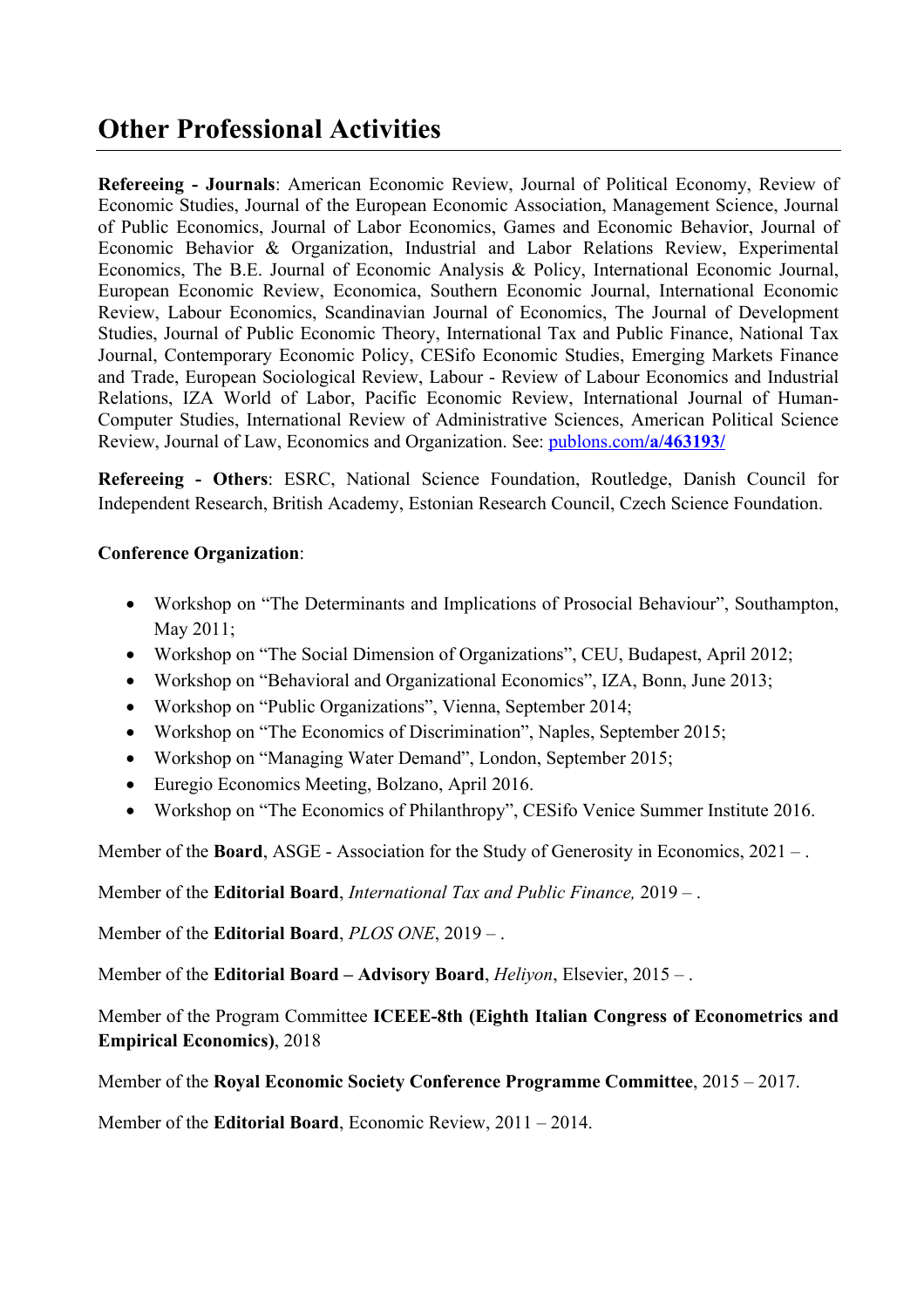# Other Professional Activities

**Refereeing - Journals**: American Economic Review, Journal of Political Economy, Review of Economic Studies, Journal of the European Economic Association, Management Science, Journal of Public Economics, Journal of Labor Economics, Games and Economic Behavior, Journal of Economic Behavior & Organization, Industrial and Labor Relations Review, Experimental Economics, The B.E. Journal of Economic Analysis & Policy, International Economic Journal, European Economic Review, Economica, Southern Economic Journal, International Economic Review, Labour Economics, Scandinavian Journal of Economics, The Journal of Development Studies, Journal of Public Economic Theory, International Tax and Public Finance, National Tax Journal, Contemporary Economic Policy, CESifo Economic Studies, Emerging Markets Finance and Trade, European Sociological Review, Labour - Review of Labour Economics and Industrial Relations, IZA World of Labor, Pacific Economic Review, International Journal of Human-Computer Studies, International Review of Administrative Sciences, American Political Science Review, Journal of Law, Economics and Organization. See: publons.com/**a/463193/**

**Refereeing - Others**: ESRC, National Science Foundation, Routledge, Danish Council for Independent Research, British Academy, Estonian Research Council, Czech Science Foundation.

**Conference Organization**:

- Workshop on "The Determinants and Implications of Prosocial Behaviour", Southampton, May 2011;
- Workshop on "The Social Dimension of Organizations", CEU, Budapest, April 2012;
- Workshop on "Behavioral and Organizational Economics", IZA, Bonn, June 2013;
- Workshop on "Public Organizations", Vienna, September 2014;
- Workshop on "The Economics of Discrimination", Naples, September 2015;
- Workshop on "Managing Water Demand", London, September 2015;
- Euregio Economics Meeting, Bolzano, April 2016.
- Workshop on "The Economics of Philanthropy", CESifo Venice Summer Institute 2016.

Member of the **Board**, ASGE - Association for the Study of Generosity in Economics, 2021 – .

Member of the **Editorial Board**, *International Tax and Public Finance,* 2019 – .

Member of the **Editorial Board**, *PLOS ONE*, 2019 – .

Member of the **Editorial Board – Advisory Board**, *Heliyon*, Elsevier, 2015 – .

Member of the Program Committee **ICEEE-8th (Eighth Italian Congress of Econometrics and Empirical Economics)**, 2018

Member of the **Royal Economic Society Conference Programme Committee**, 2015 – 2017.

Member of the **Editorial Board**, Economic Review, 2011 – 2014.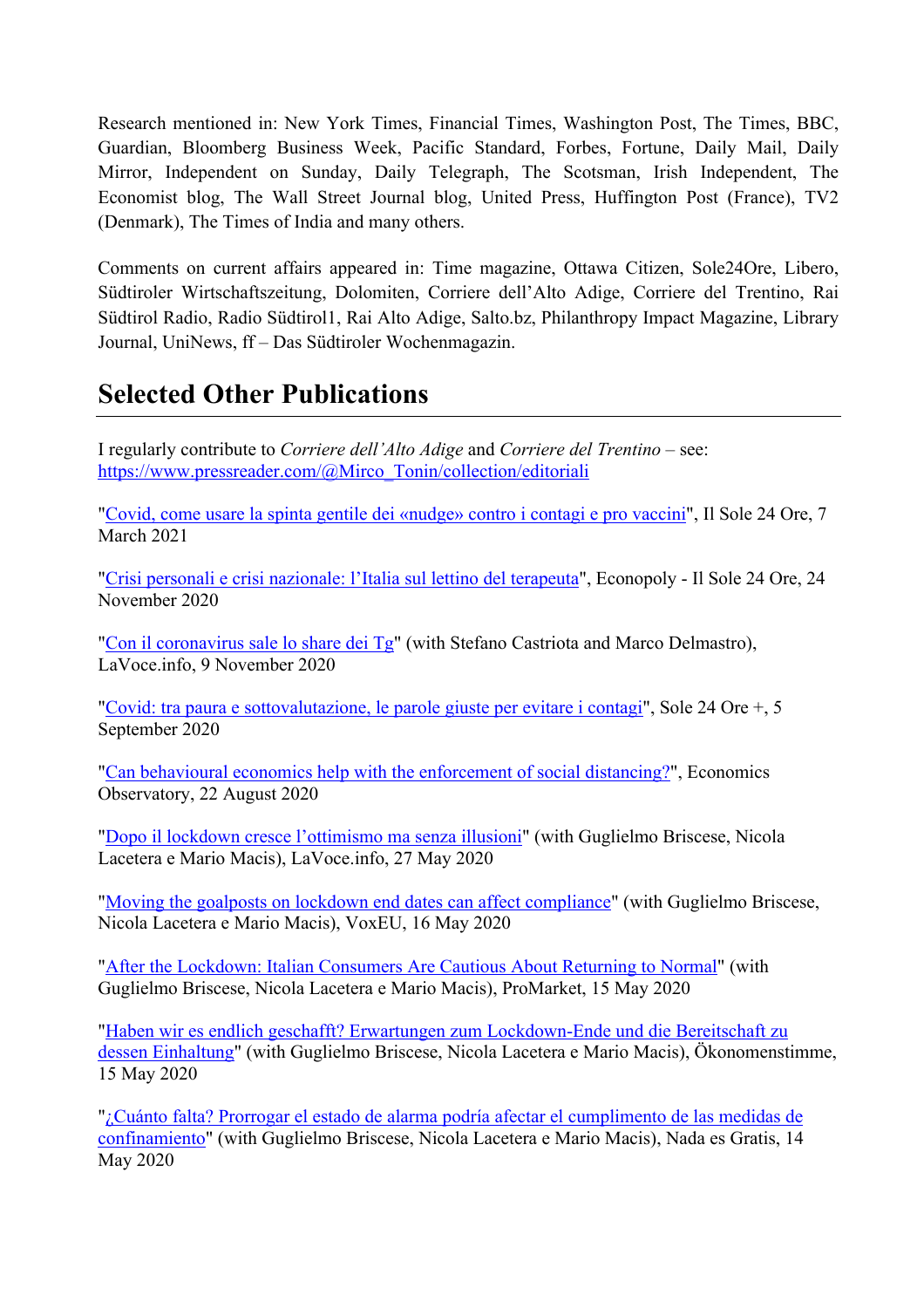Research mentioned in: New York Times, Financial Times, Washington Post, The Times, BBC, Guardian, Bloomberg Business Week, Pacific Standard, Forbes, Fortune, Daily Mail, Daily Mirror, Independent on Sunday, Daily Telegraph, The Scotsman, Irish Independent, The Economist blog, The Wall Street Journal blog, United Press, Huffington Post (France), TV2 (Denmark), The Times of India and many others.

Comments on current affairs appeared in: Time magazine, Ottawa Citizen, Sole24Ore, Libero, Südtiroler Wirtschaftszeitung, Dolomiten, Corriere dell'Alto Adige, Corriere del Trentino, Rai Südtirol Radio, Radio Südtirol1, Rai Alto Adige, Salto.bz, Philanthropy Impact Magazine, Library Journal, UniNews, ff – Das Südtiroler Wochenmagazin.

## Selected Other Publications

I regularly contribute to *Corriere dell'Alto Adige* and *Corriere del Trentino* – see: https://www.pressreader.com/@Mirco_Tonin/collection/editoriali

"Covid, come usare la spinta gentile dei «nudge» contro i contagi e pro vaccini", Il Sole 24 Ore, 7 March 2021

"Crisi personali e crisi nazionale: l'Italia sul lettino del terapeuta", Econopoly - Il Sole 24 Ore, 24 November 2020

"Con il coronavirus sale lo share dei Tg" (with Stefano Castriota and Marco Delmastro), LaVoce.info, 9 November 2020

"Covid: tra paura e sottovalutazione, le parole giuste per evitare i contagi", Sole 24 Ore +, 5 September 2020

"Can behavioural economics help with the enforcement of social distancing?", Economics Observatory, 22 August 2020

"Dopo il lockdown cresce l'ottimismo ma senza illusioni" (with Guglielmo Briscese, Nicola Lacetera e Mario Macis), LaVoce.info, 27 May 2020

"Moving the goalposts on lockdown end dates can affect compliance" (with Guglielmo Briscese, Nicola Lacetera e Mario Macis), VoxEU, 16 May 2020

"After the Lockdown: Italian Consumers Are Cautious About Returning to Normal" (with Guglielmo Briscese, Nicola Lacetera e Mario Macis), ProMarket, 15 May 2020

"Haben wir es endlich geschafft? Erwartungen zum Lockdown-Ende und die Bereitschaft zu dessen Einhaltung" (with Guglielmo Briscese, Nicola Lacetera e Mario Macis), Ökonomenstimme, 15 May 2020

"¿Cuánto falta? Prorrogar el estado de alarma podría afectar el cumplimento de las medidas de confinamiento" (with Guglielmo Briscese, Nicola Lacetera e Mario Macis), Nada es Gratis, 14 May 2020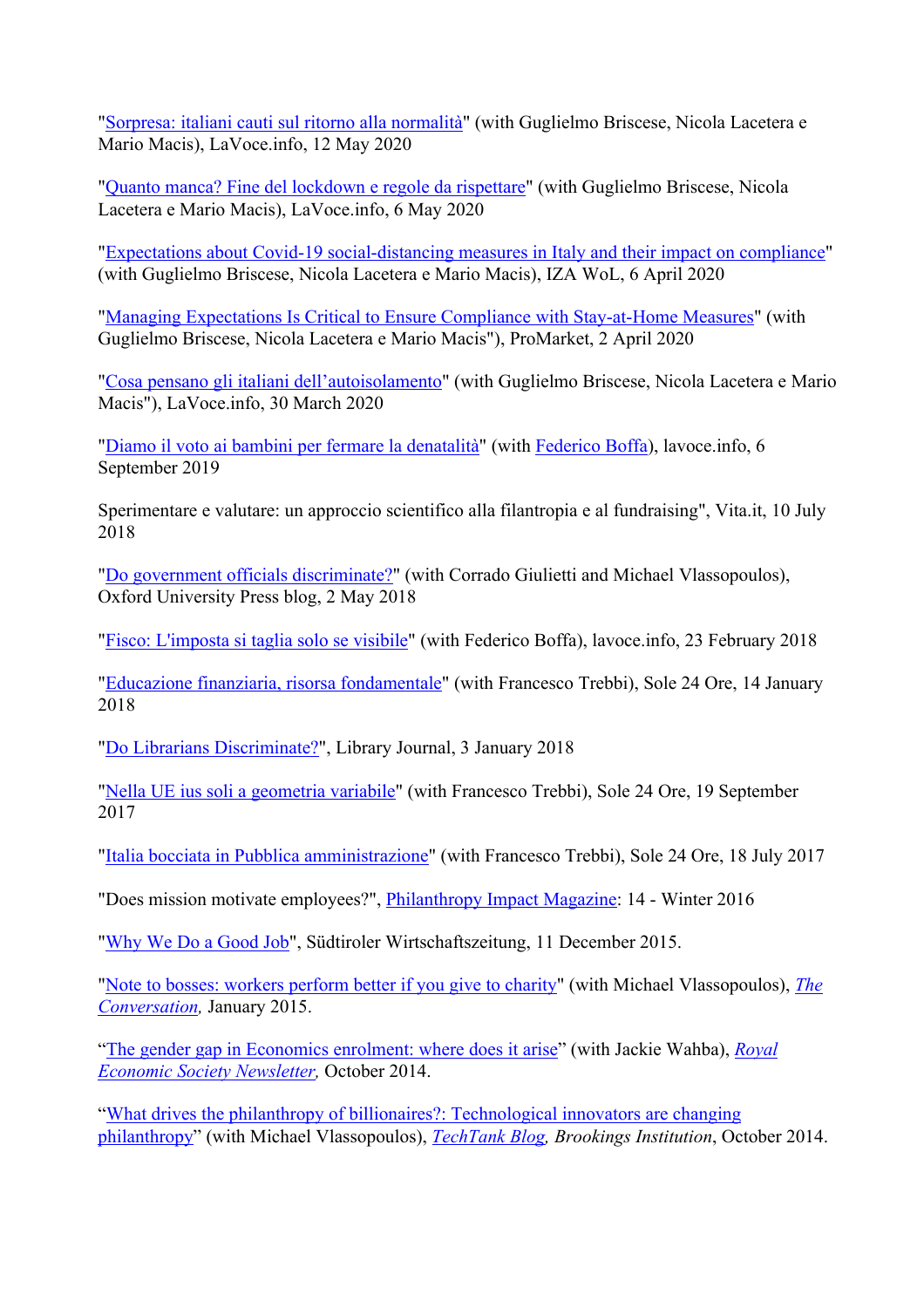"Sorpresa: italiani cauti sul ritorno alla normalità" (with Guglielmo Briscese, Nicola Lacetera e Mario Macis), LaVoce.info, 12 May 2020

"Quanto manca? Fine del lockdown e regole da rispettare" (with Guglielmo Briscese, Nicola Lacetera e Mario Macis), LaVoce.info, 6 May 2020

"Expectations about Covid-19 social-distancing measures in Italy and their impact on compliance" (with Guglielmo Briscese, Nicola Lacetera e Mario Macis), IZA WoL, 6 April 2020

"Managing Expectations Is Critical to Ensure Compliance with Stay-at-Home Measures" (with Guglielmo Briscese, Nicola Lacetera e Mario Macis"), ProMarket, 2 April 2020

"Cosa pensano gli italiani dell'autoisolamento" (with Guglielmo Briscese, Nicola Lacetera e Mario Macis"), LaVoce.info, 30 March 2020

"Diamo il voto ai bambini per fermare la denatalità" (with Federico Boffa), lavoce.info, 6 September 2019

Sperimentare e valutare: un approccio scientifico alla filantropia e al fundraising", Vita.it, 10 July 2018

"Do government officials discriminate?" (with Corrado Giulietti and Michael Vlassopoulos), Oxford University Press blog, 2 May 2018

"Fisco: L'imposta si taglia solo se visibile" (with Federico Boffa), lavoce.info, 23 February 2018

"Educazione finanziaria, risorsa fondamentale" (with Francesco Trebbi), Sole 24 Ore, 14 January 2018

"Do Librarians Discriminate?", Library Journal, 3 January 2018

"Nella UE ius soli a geometria variabile" (with Francesco Trebbi), Sole 24 Ore, 19 September 2017

"Italia bocciata in Pubblica amministrazione" (with Francesco Trebbi), Sole 24 Ore, 18 July 2017

"Does mission motivate employees?", Philanthropy Impact Magazine: 14 - Winter 2016

"Why We Do a Good Job", Südtiroler Wirtschaftszeitung, 11 December 2015.

"Note to bosses: workers perform better if you give to charity" (with Michael Vlassopoulos), *The Conversation,* January 2015.

"The gender gap in Economics enrolment: where does it arise" (with Jackie Wahba), *Royal Economic Society Newsletter,* October 2014.

"What drives the philanthropy of billionaires?: Technological innovators are changing philanthropy" (with Michael Vlassopoulos), *TechTank Blog, Brookings Institution*, October 2014.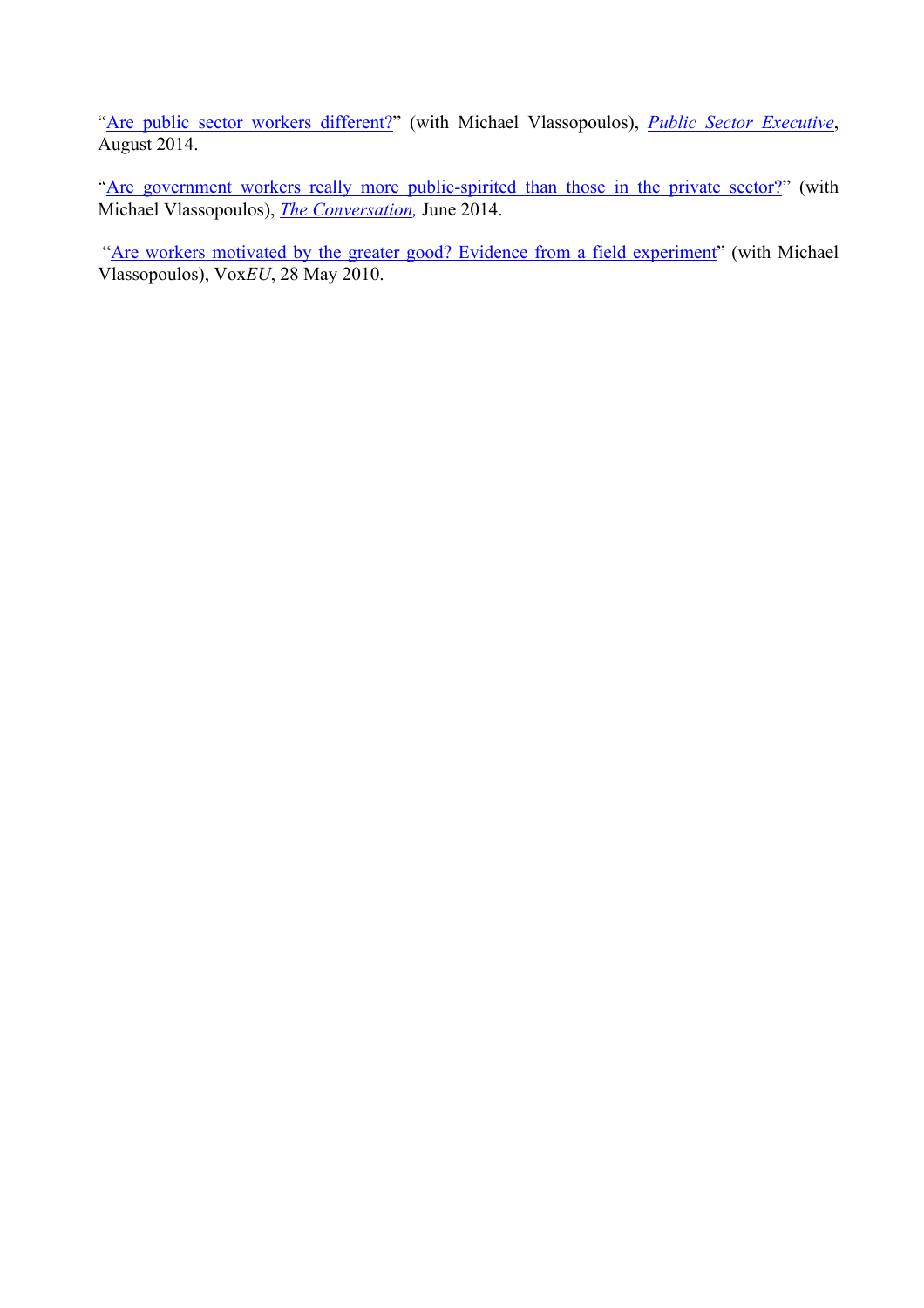"Are public sector workers different?" (with Michael Vlassopoulos), *Public Sector Executive*, August 2014.

"Are government workers really more public-spirited than those in the private sector?" (with Michael Vlassopoulos), *The Conversation,* June 2014.

"Are workers motivated by the greater good? Evidence from a field experiment" (with Michael Vlassopoulos), Vox*EU*, 28 May 2010.